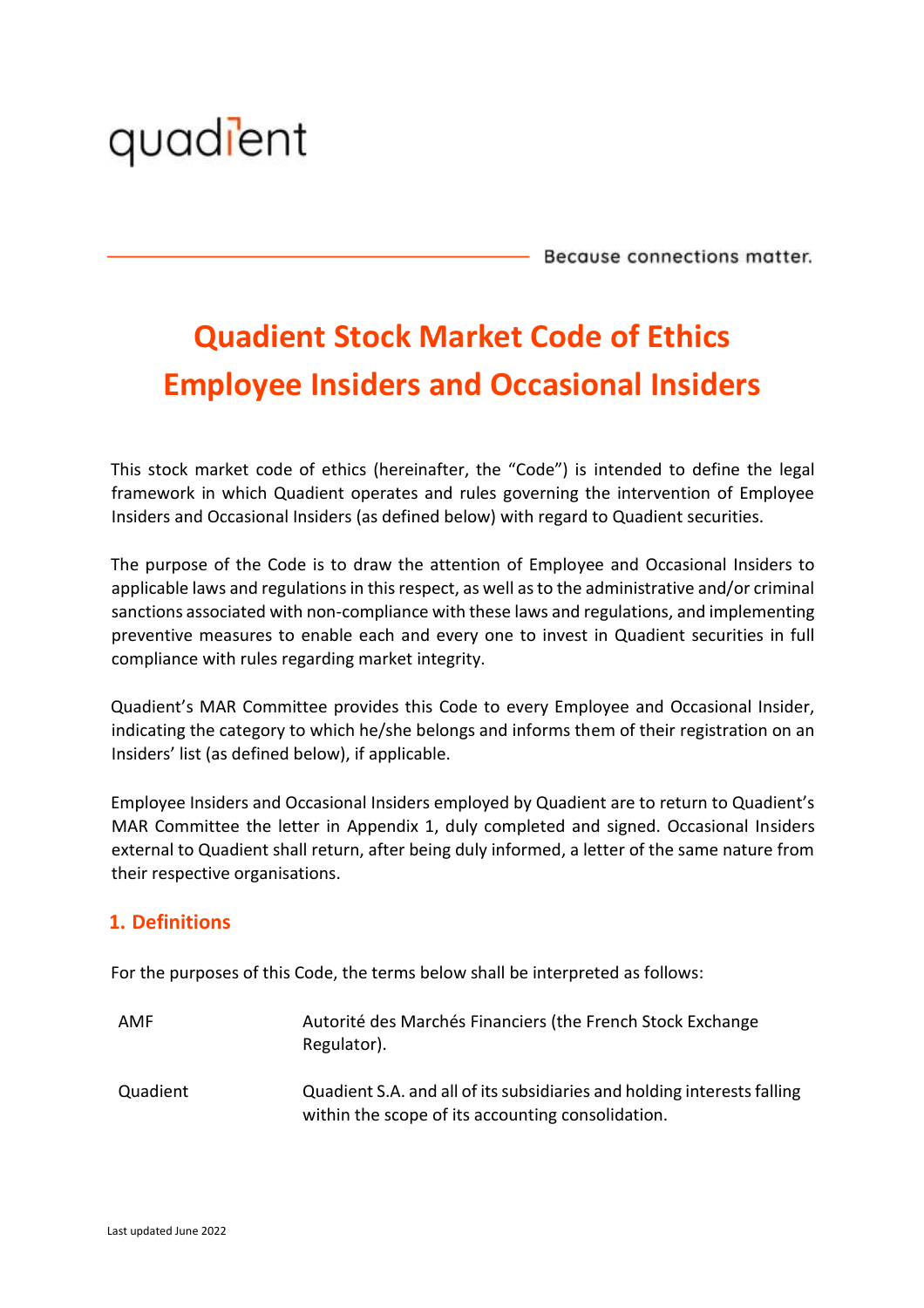quadient

Because connections matter.

# Quadient Stock Market Code of Ethics
# Employee Insiders and Occasional Insiders

This stock market code of ethics (hereinafter, the "Code") is intended to define the legal framework in which Quadient operates and rules governing the intervention of Employee Insiders and Occasional Insiders (as defined below) with regard to Quadient securities.

The purpose of the Code is to draw the attention of Employee and Occasional Insiders to applicable laws and regulations in this respect, as well as to the administrative and/or criminal sanctions associated with non-compliance with these laws and regulations, and implementing preventive measures to enable each and every one to invest in Quadient securities in full compliance with rules regarding market integrity.

Quadient's MAR Committee provides this Code to every Employee and Occasional Insider, indicating the category to which he/she belongs and informs them of their registration on an Insiders' list (as defined below), if applicable.

Employee Insiders and Occasional Insiders employed by Quadient are to return to Quadient's MAR Committee the letter in Appendix 1, duly completed and signed. Occasional Insiders external to Quadient shall return, after being duly informed, a letter of the same nature from their respective organisations.

## 1. Definitions

For the purposes of this Code, the terms below shall be interpreted as follows:

| | |
|---|---|
| AMF | Autorité des Marchés Financiers (the French Stock Exchange Regulator). |
| Quadient | Quadient S.A. and all of its subsidiaries and holding interests falling within the scope of its accounting consolidation. |

Last updated June 2022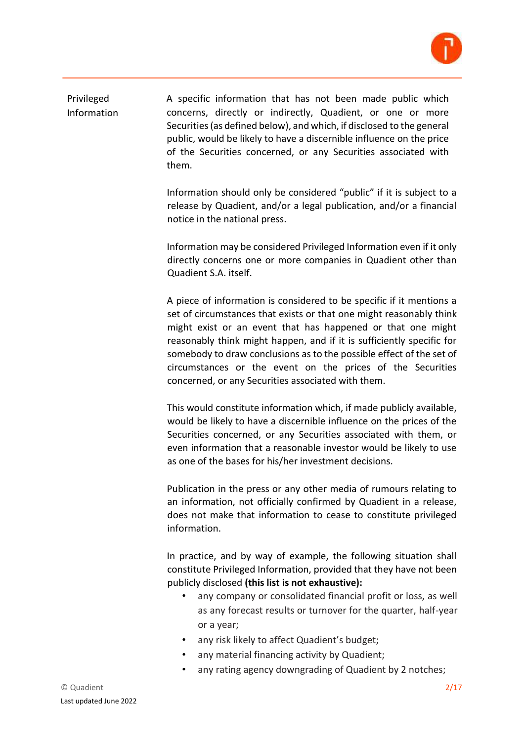**Privileged Information**

A specific information that has not been made public which concerns, directly or indirectly, Quadient, or one or more Securities (as defined below), and which, if disclosed to the general public, would be likely to have a discernible influence on the price of the Securities concerned, or any Securities associated with them.

Information should only be considered "public" if it is subject to a release by Quadient, and/or a legal publication, and/or a financial notice in the national press.

Information may be considered Privileged Information even if it only directly concerns one or more companies in Quadient other than Quadient S.A. itself.

A piece of information is considered to be specific if it mentions a set of circumstances that exists or that one might reasonably think might exist or an event that has happened or that one might reasonably think might happen, and if it is sufficiently specific for somebody to draw conclusions as to the possible effect of the set of circumstances or the event on the prices of the Securities concerned, or any Securities associated with them.

This would constitute information which, if made publicly available, would be likely to have a discernible influence on the prices of the Securities concerned, or any Securities associated with them, or even information that a reasonable investor would be likely to use as one of the bases for his/her investment decisions.

Publication in the press or any other media of rumours relating to an information, not officially confirmed by Quadient in a release, does not make that information to cease to constitute privileged information.

In practice, and by way of example, the following situation shall constitute Privileged Information, provided that they have not been publicly disclosed **(this list is not exhaustive):**

- any company or consolidated financial profit or loss, as well as any forecast results or turnover for the quarter, half-year or a year;
- any risk likely to affect Quadient's budget;
- any material financing activity by Quadient;
- any rating agency downgrading of Quadient by 2 notches;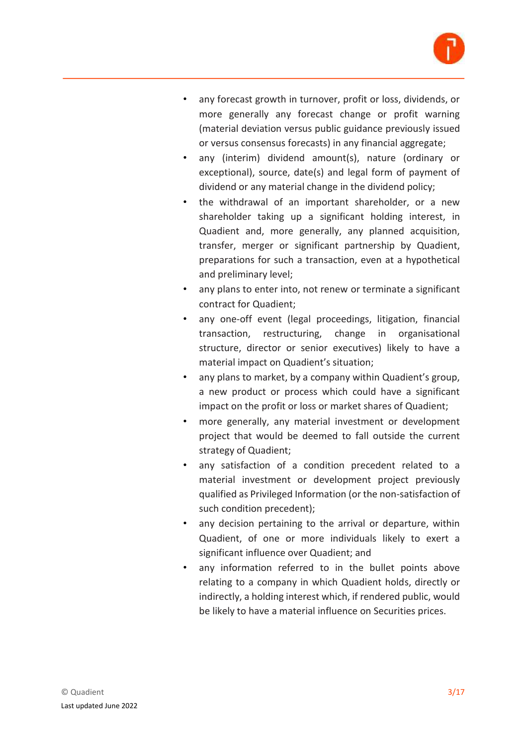- any forecast growth in turnover, profit or loss, dividends, or more generally any forecast change or profit warning (material deviation versus public guidance previously issued or versus consensus forecasts) in any financial aggregate;
- any (interim) dividend amount(s), nature (ordinary or exceptional), source, date(s) and legal form of payment of dividend or any material change in the dividend policy;
- the withdrawal of an important shareholder, or a new shareholder taking up a significant holding interest, in Quadient and, more generally, any planned acquisition, transfer, merger or significant partnership by Quadient, preparations for such a transaction, even at a hypothetical and preliminary level;
- any plans to enter into, not renew or terminate a significant contract for Quadient;
- any one-off event (legal proceedings, litigation, financial transaction, restructuring, change in organisational structure, director or senior executives) likely to have a material impact on Quadient's situation;
- any plans to market, by a company within Quadient's group, a new product or process which could have a significant impact on the profit or loss or market shares of Quadient;
- more generally, any material investment or development project that would be deemed to fall outside the current strategy of Quadient;
- any satisfaction of a condition precedent related to a material investment or development project previously qualified as Privileged Information (or the non-satisfaction of such condition precedent);
- any decision pertaining to the arrival or departure, within Quadient, of one or more individuals likely to exert a significant influence over Quadient; and
- any information referred to in the bullet points above relating to a company in which Quadient holds, directly or indirectly, a holding interest which, if rendered public, would be likely to have a material influence on Securities prices.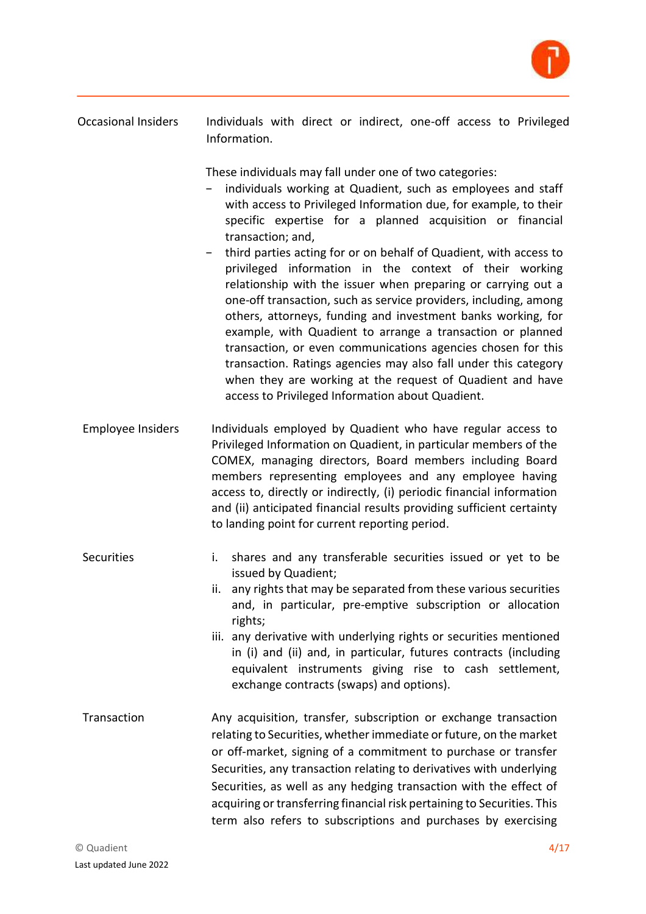| | |
|---|---|
| Occasional Insiders | Individuals with direct or indirect, one-off access to Privileged Information.<br><br>These individuals may fall under one of two categories:<br>− individuals working at Quadient, such as employees and staff with access to Privileged Information due, for example, to their specific expertise for a planned acquisition or financial transaction; and,<br>− third parties acting for or on behalf of Quadient, with access to privileged information in the context of their working relationship with the issuer when preparing or carrying out a one-off transaction, such as service providers, including, among others, attorneys, funding and investment banks working, for example, with Quadient to arrange a transaction or planned transaction, or even communications agencies chosen for this transaction. Ratings agencies may also fall under this category when they are working at the request of Quadient and have access to Privileged Information about Quadient. |
| Employee Insiders | Individuals employed by Quadient who have regular access to Privileged Information on Quadient, in particular members of the COMEX, managing directors, Board members including Board members representing employees and any employee having access to, directly or indirectly, (i) periodic financial information and (ii) anticipated financial results providing sufficient certainty to landing point for current reporting period. |
| Securities | i. shares and any transferable securities issued or yet to be issued by Quadient;<br>ii. any rights that may be separated from these various securities and, in particular, pre-emptive subscription or allocation rights;<br>iii. any derivative with underlying rights or securities mentioned in (i) and (ii) and, in particular, futures contracts (including equivalent instruments giving rise to cash settlement, exchange contracts (swaps) and options). |
| Transaction | Any acquisition, transfer, subscription or exchange transaction relating to Securities, whether immediate or future, on the market or off-market, signing of a commitment to purchase or transfer Securities, any transaction relating to derivatives with underlying Securities, as well as any hedging transaction with the effect of acquiring or transferring financial risk pertaining to Securities. This term also refers to subscriptions and purchases by exercising |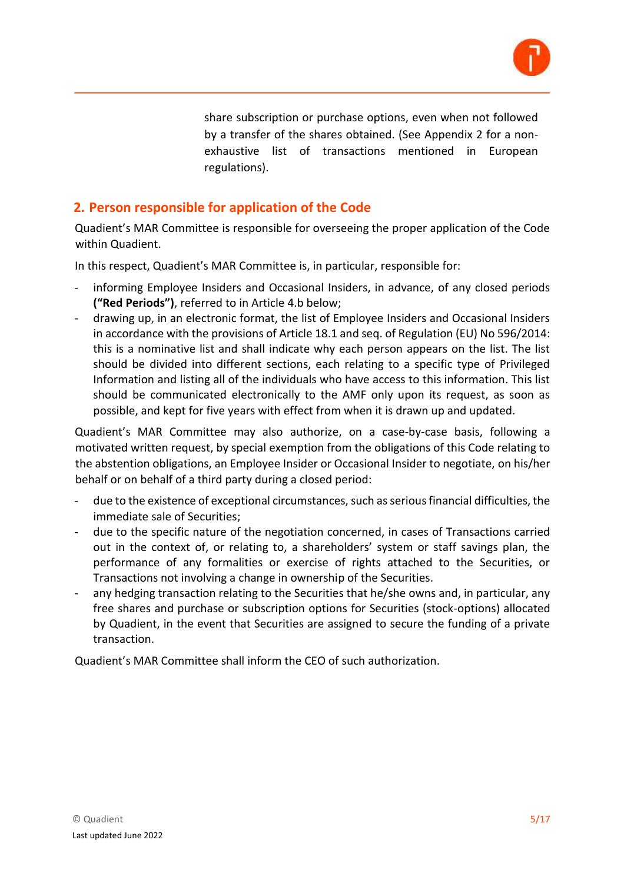share subscription or purchase options, even when not followed by a transfer of the shares obtained. (See Appendix 2 for a non-exhaustive list of transactions mentioned in European regulations).

## 2. Person responsible for application of the Code

Quadient's MAR Committee is responsible for overseeing the proper application of the Code within Quadient.

In this respect, Quadient's MAR Committee is, in particular, responsible for:

- informing Employee Insiders and Occasional Insiders, in advance, of any closed periods **("Red Periods")**, referred to in Article 4.b below;
- drawing up, in an electronic format, the list of Employee Insiders and Occasional Insiders in accordance with the provisions of Article 18.1 and seq. of Regulation (EU) No 596/2014: this is a nominative list and shall indicate why each person appears on the list. The list should be divided into different sections, each relating to a specific type of Privileged Information and listing all of the individuals who have access to this information. This list should be communicated electronically to the AMF only upon its request, as soon as possible, and kept for five years with effect from when it is drawn up and updated.

Quadient's MAR Committee may also authorize, on a case-by-case basis, following a motivated written request, by special exemption from the obligations of this Code relating to the abstention obligations, an Employee Insider or Occasional Insider to negotiate, on his/her behalf or on behalf of a third party during a closed period:

- due to the existence of exceptional circumstances, such as serious financial difficulties, the immediate sale of Securities;
- due to the specific nature of the negotiation concerned, in cases of Transactions carried out in the context of, or relating to, a shareholders' system or staff savings plan, the performance of any formalities or exercise of rights attached to the Securities, or Transactions not involving a change in ownership of the Securities.
- any hedging transaction relating to the Securities that he/she owns and, in particular, any free shares and purchase or subscription options for Securities (stock-options) allocated by Quadient, in the event that Securities are assigned to secure the funding of a private transaction.

Quadient's MAR Committee shall inform the CEO of such authorization.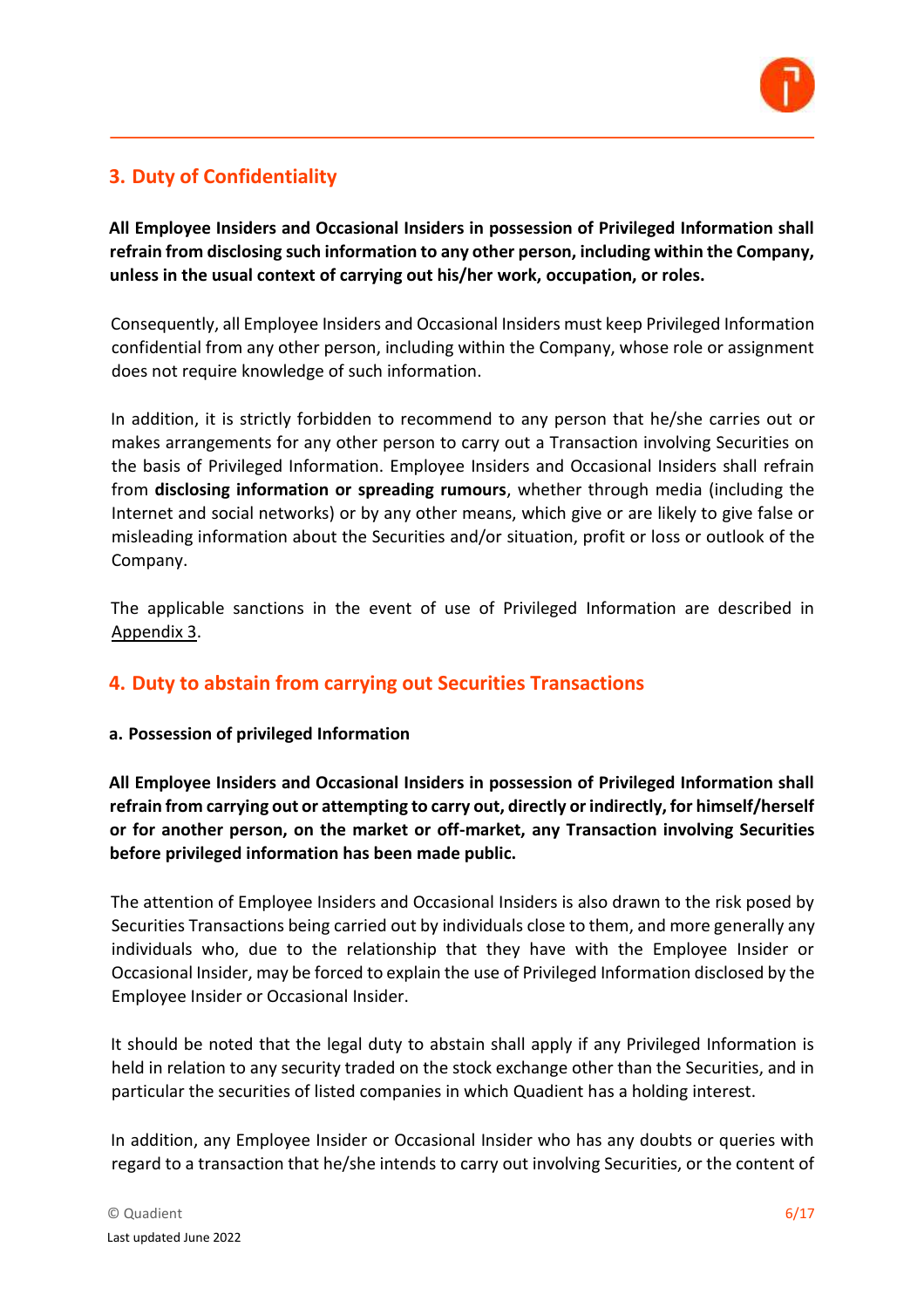## 3. Duty of Confidentiality

**All Employee Insiders and Occasional Insiders in possession of Privileged Information shall refrain from disclosing such information to any other person, including within the Company, unless in the usual context of carrying out his/her work, occupation, or roles.**

Consequently, all Employee Insiders and Occasional Insiders must keep Privileged Information confidential from any other person, including within the Company, whose role or assignment does not require knowledge of such information.

In addition, it is strictly forbidden to recommend to any person that he/she carries out or makes arrangements for any other person to carry out a Transaction involving Securities on the basis of Privileged Information. Employee Insiders and Occasional Insiders shall refrain from **disclosing information or spreading rumours**, whether through media (including the Internet and social networks) or by any other means, which give or are likely to give false or misleading information about the Securities and/or situation, profit or loss or outlook of the Company.

The applicable sanctions in the event of use of Privileged Information are described in Appendix 3.

## 4. Duty to abstain from carrying out Securities Transactions

**a. Possession of privileged Information**

**All Employee Insiders and Occasional Insiders in possession of Privileged Information shall refrain from carrying out or attempting to carry out, directly or indirectly, for himself/herself or for another person, on the market or off-market, any Transaction involving Securities before privileged information has been made public.**

The attention of Employee Insiders and Occasional Insiders is also drawn to the risk posed by Securities Transactions being carried out by individuals close to them, and more generally any individuals who, due to the relationship that they have with the Employee Insider or Occasional Insider, may be forced to explain the use of Privileged Information disclosed by the Employee Insider or Occasional Insider.

It should be noted that the legal duty to abstain shall apply if any Privileged Information is held in relation to any security traded on the stock exchange other than the Securities, and in particular the securities of listed companies in which Quadient has a holding interest.

In addition, any Employee Insider or Occasional Insider who has any doubts or queries with regard to a transaction that he/she intends to carry out involving Securities, or the content of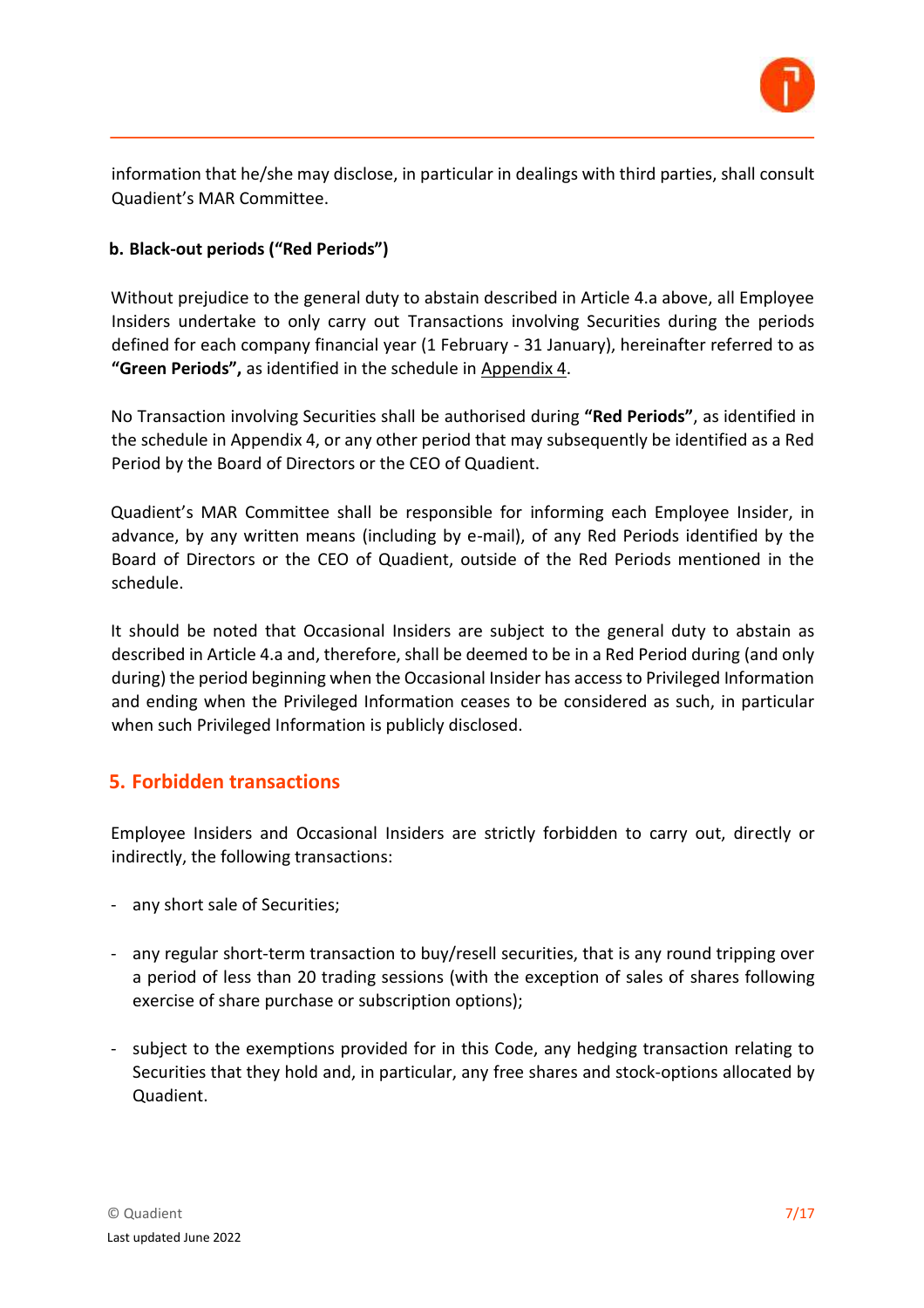information that he/she may disclose, in particular in dealings with third parties, shall consult Quadient's MAR Committee.

### b. Black-out periods ("Red Periods")

Without prejudice to the general duty to abstain described in Article 4.a above, all Employee Insiders undertake to only carry out Transactions involving Securities during the periods defined for each company financial year (1 February - 31 January), hereinafter referred to as **"Green Periods",** as identified in the schedule in Appendix 4.

No Transaction involving Securities shall be authorised during **"Red Periods"**, as identified in the schedule in Appendix 4, or any other period that may subsequently be identified as a Red Period by the Board of Directors or the CEO of Quadient.

Quadient's MAR Committee shall be responsible for informing each Employee Insider, in advance, by any written means (including by e-mail), of any Red Periods identified by the Board of Directors or the CEO of Quadient, outside of the Red Periods mentioned in the schedule.

It should be noted that Occasional Insiders are subject to the general duty to abstain as described in Article 4.a and, therefore, shall be deemed to be in a Red Period during (and only during) the period beginning when the Occasional Insider has access to Privileged Information and ending when the Privileged Information ceases to be considered as such, in particular when such Privileged Information is publicly disclosed.

## 5. Forbidden transactions

Employee Insiders and Occasional Insiders are strictly forbidden to carry out, directly or indirectly, the following transactions:

- any short sale of Securities;
- any regular short-term transaction to buy/resell securities, that is any round tripping over a period of less than 20 trading sessions (with the exception of sales of shares following exercise of share purchase or subscription options);
- subject to the exemptions provided for in this Code, any hedging transaction relating to Securities that they hold and, in particular, any free shares and stock-options allocated by Quadient.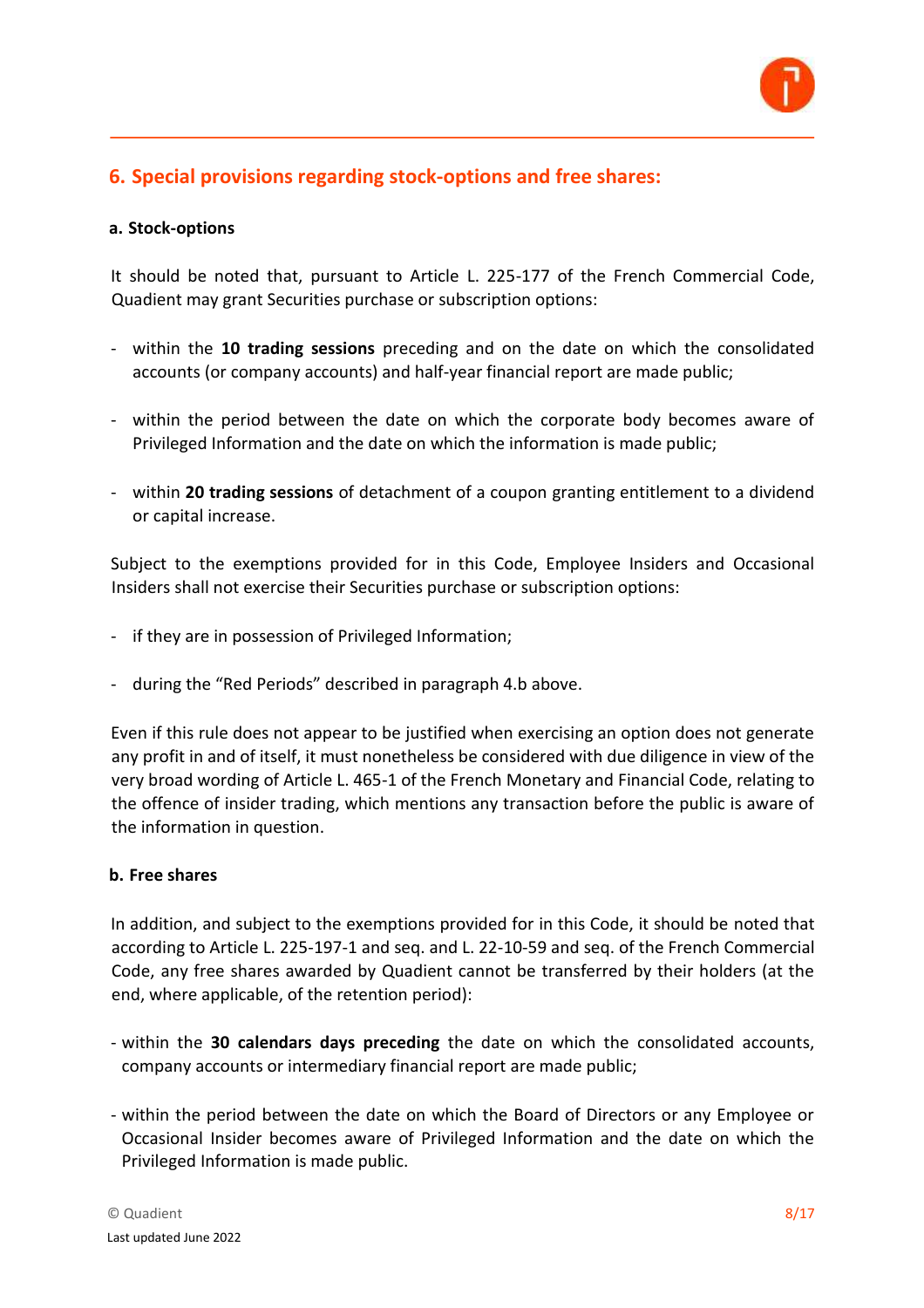## 6. Special provisions regarding stock-options and free shares:

### a. Stock-options

It should be noted that, pursuant to Article L. 225-177 of the French Commercial Code, Quadient may grant Securities purchase or subscription options:

- within the **10 trading sessions** preceding and on the date on which the consolidated accounts (or company accounts) and half-year financial report are made public;

- within the period between the date on which the corporate body becomes aware of Privileged Information and the date on which the information is made public;

- within **20 trading sessions** of detachment of a coupon granting entitlement to a dividend or capital increase.

Subject to the exemptions provided for in this Code, Employee Insiders and Occasional Insiders shall not exercise their Securities purchase or subscription options:

- if they are in possession of Privileged Information;

- during the "Red Periods" described in paragraph 4.b above.

Even if this rule does not appear to be justified when exercising an option does not generate any profit in and of itself, it must nonetheless be considered with due diligence in view of the very broad wording of Article L. 465-1 of the French Monetary and Financial Code, relating to the offence of insider trading, which mentions any transaction before the public is aware of the information in question.

### b. Free shares

In addition, and subject to the exemptions provided for in this Code, it should be noted that according to Article L. 225-197-1 and seq. and L. 22-10-59 and seq. of the French Commercial Code, any free shares awarded by Quadient cannot be transferred by their holders (at the end, where applicable, of the retention period):

- within the **30 calendars days preceding** the date on which the consolidated accounts, company accounts or intermediary financial report are made public;

- within the period between the date on which the Board of Directors or any Employee or Occasional Insider becomes aware of Privileged Information and the date on which the Privileged Information is made public.

© Quadient

Last updated June 2022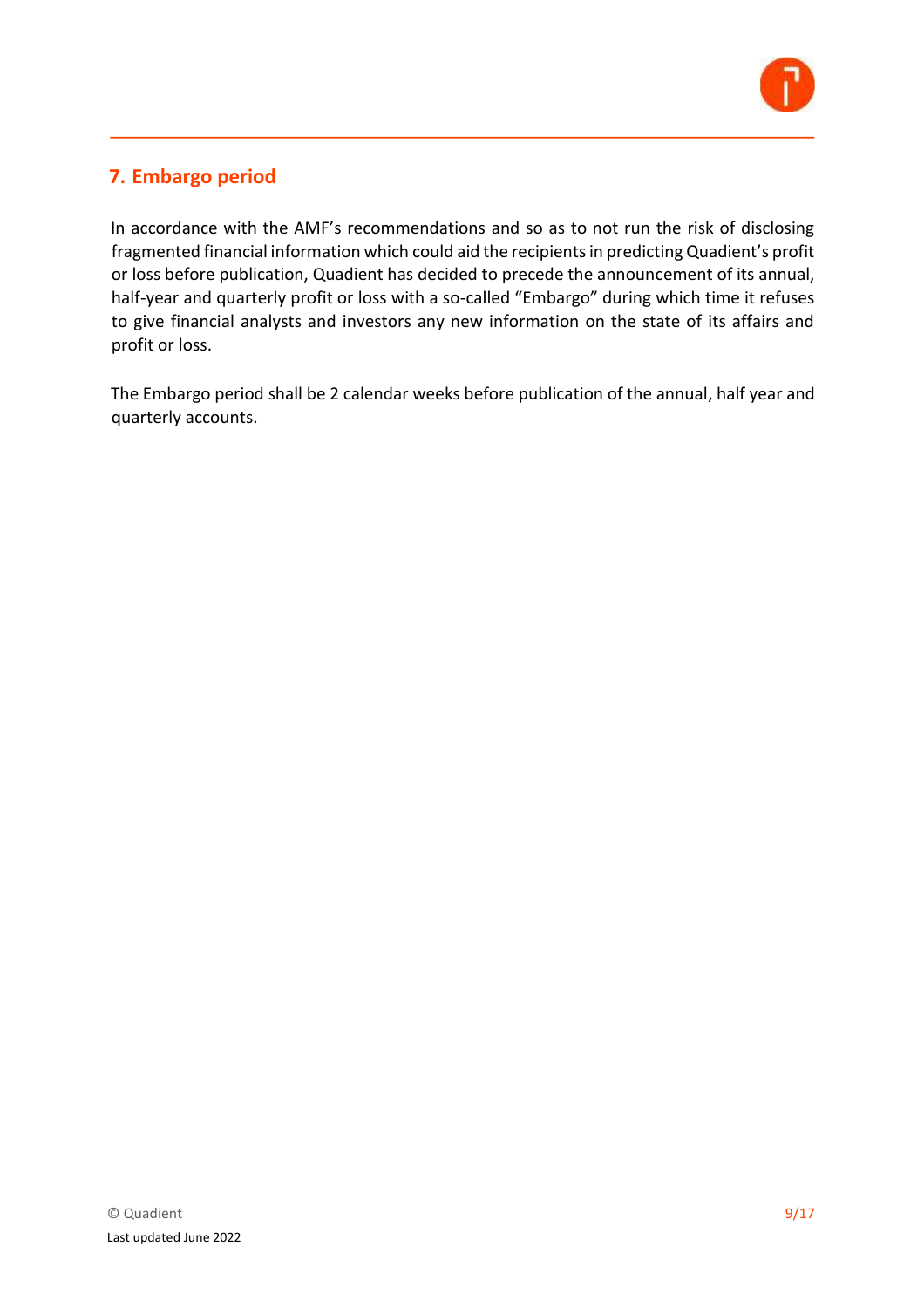## 7. Embargo period

In accordance with the AMF's recommendations and so as to not run the risk of disclosing fragmented financial information which could aid the recipients in predicting Quadient's profit or loss before publication, Quadient has decided to precede the announcement of its annual, half-year and quarterly profit or loss with a so-called "Embargo" during which time it refuses to give financial analysts and investors any new information on the state of its affairs and profit or loss.

The Embargo period shall be 2 calendar weeks before publication of the annual, half year and quarterly accounts.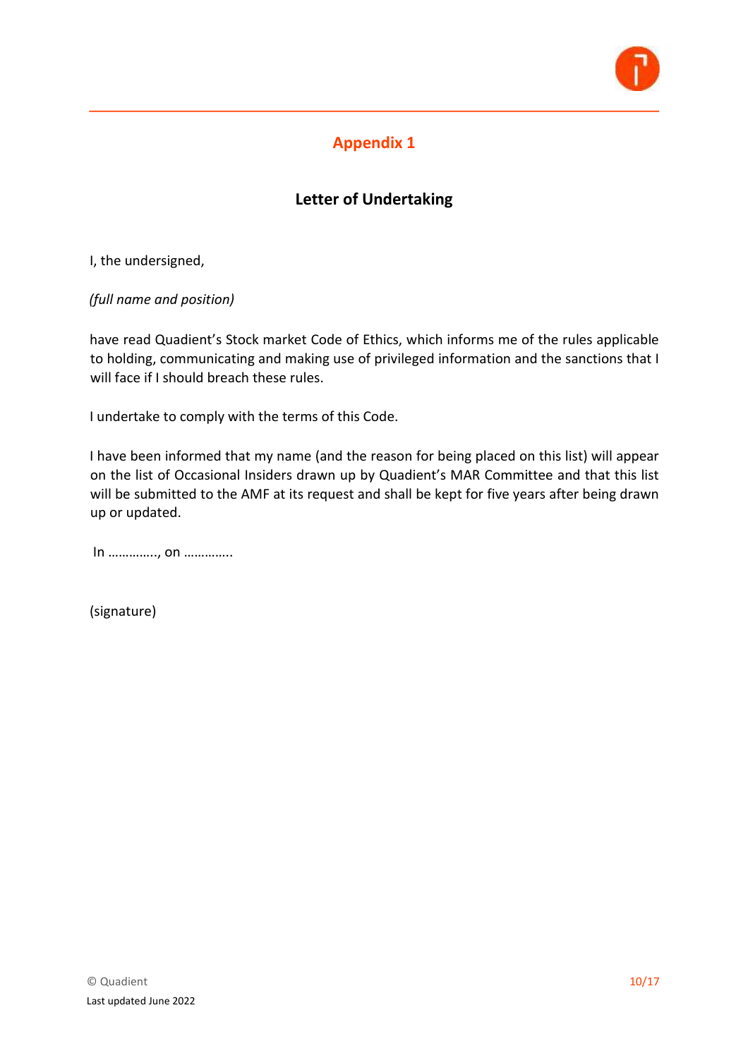## Appendix 1

### Letter of Undertaking

I, the undersigned,

*(full name and position)*

have read Quadient's Stock market Code of Ethics, which informs me of the rules applicable to holding, communicating and making use of privileged information and the sanctions that I will face if I should breach these rules.

I undertake to comply with the terms of this Code.

I have been informed that my name (and the reason for being placed on this list) will appear on the list of Occasional Insiders drawn up by Quadient's MAR Committee and that this list will be submitted to the AMF at its request and shall be kept for five years after being drawn up or updated.

In ………….., on ………….

(signature)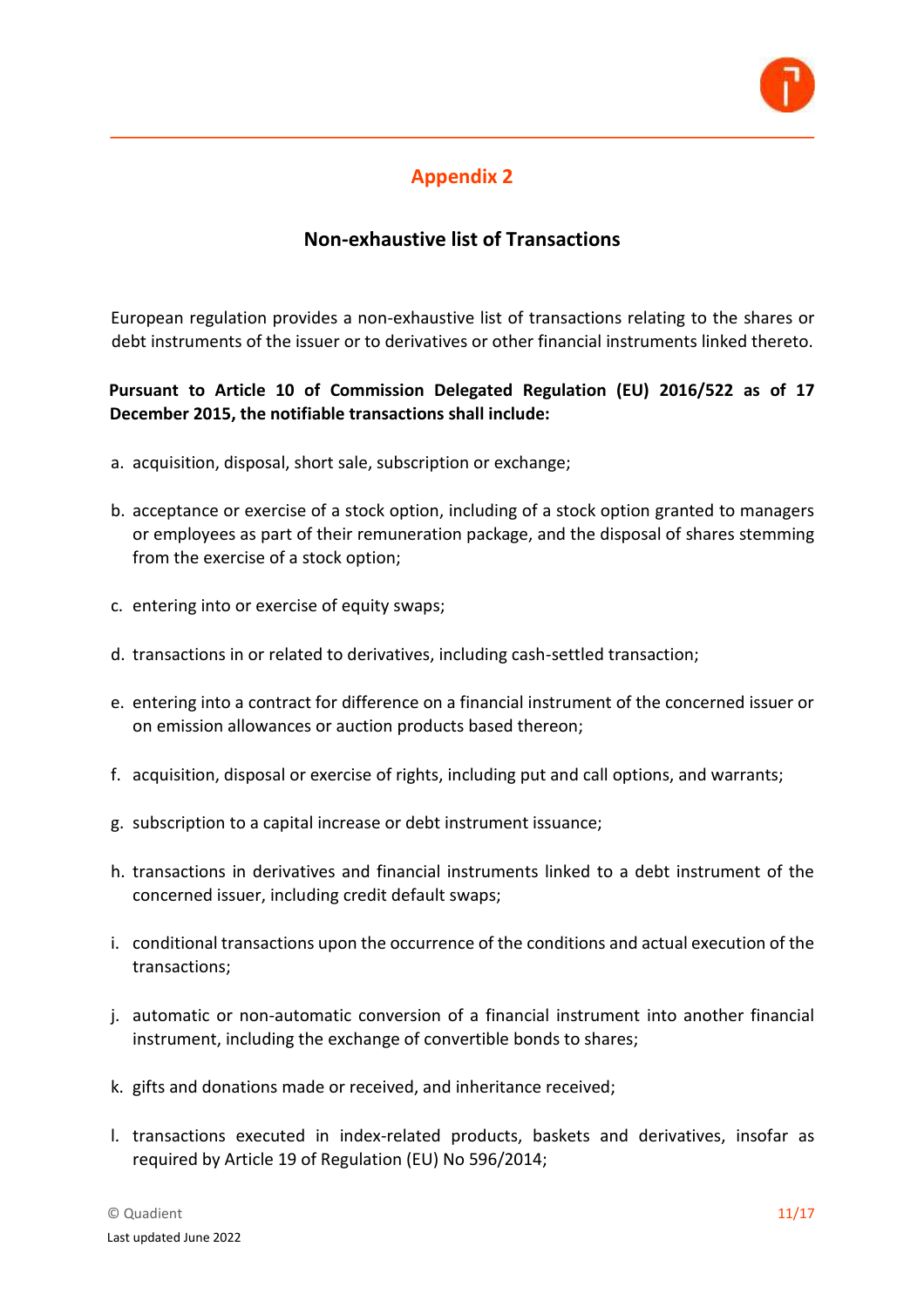# Appendix 2

## Non-exhaustive list of Transactions

European regulation provides a non-exhaustive list of transactions relating to the shares or debt instruments of the issuer or to derivatives or other financial instruments linked thereto.

**Pursuant to Article 10 of Commission Delegated Regulation (EU) 2016/522 as of 17 December 2015, the notifiable transactions shall include:**

a. acquisition, disposal, short sale, subscription or exchange;

b. acceptance or exercise of a stock option, including of a stock option granted to managers or employees as part of their remuneration package, and the disposal of shares stemming from the exercise of a stock option;

c. entering into or exercise of equity swaps;

d. transactions in or related to derivatives, including cash-settled transaction;

e. entering into a contract for difference on a financial instrument of the concerned issuer or on emission allowances or auction products based thereon;

f. acquisition, disposal or exercise of rights, including put and call options, and warrants;

g. subscription to a capital increase or debt instrument issuance;

h. transactions in derivatives and financial instruments linked to a debt instrument of the concerned issuer, including credit default swaps;

i. conditional transactions upon the occurrence of the conditions and actual execution of the transactions;

j. automatic or non-automatic conversion of a financial instrument into another financial instrument, including the exchange of convertible bonds to shares;

k. gifts and donations made or received, and inheritance received;

l. transactions executed in index-related products, baskets and derivatives, insofar as required by Article 19 of Regulation (EU) No 596/2014;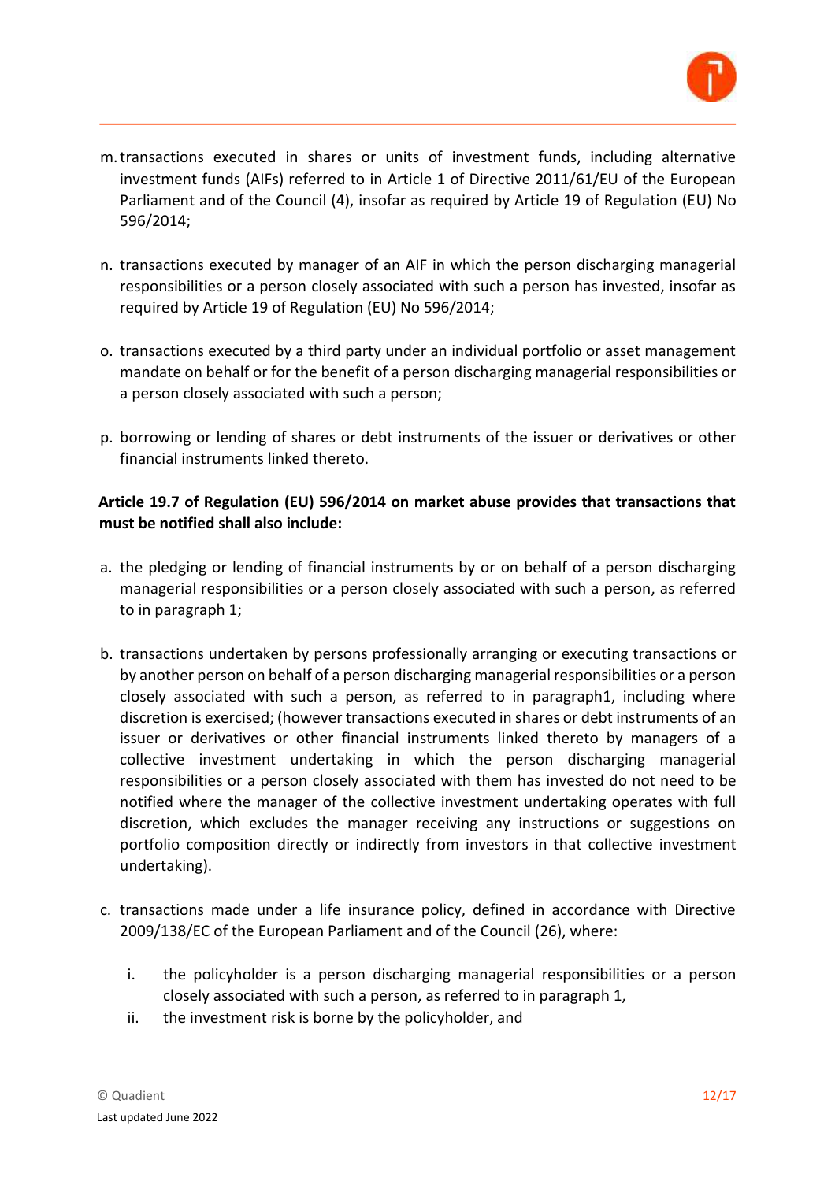m. transactions executed in shares or units of investment funds, including alternative investment funds (AIFs) referred to in Article 1 of Directive 2011/61/EU of the European Parliament and of the Council (4), insofar as required by Article 19 of Regulation (EU) No 596/2014;

n. transactions executed by manager of an AIF in which the person discharging managerial responsibilities or a person closely associated with such a person has invested, insofar as required by Article 19 of Regulation (EU) No 596/2014;

o. transactions executed by a third party under an individual portfolio or asset management mandate on behalf or for the benefit of a person discharging managerial responsibilities or a person closely associated with such a person;

p. borrowing or lending of shares or debt instruments of the issuer or derivatives or other financial instruments linked thereto.

**Article 19.7 of Regulation (EU) 596/2014 on market abuse provides that transactions that must be notified shall also include:**

a. the pledging or lending of financial instruments by or on behalf of a person discharging managerial responsibilities or a person closely associated with such a person, as referred to in paragraph 1;

b. transactions undertaken by persons professionally arranging or executing transactions or by another person on behalf of a person discharging managerial responsibilities or a person closely associated with such a person, as referred to in paragraph1, including where discretion is exercised; (however transactions executed in shares or debt instruments of an issuer or derivatives or other financial instruments linked thereto by managers of a collective investment undertaking in which the person discharging managerial responsibilities or a person closely associated with them has invested do not need to be notified where the manager of the collective investment undertaking operates with full discretion, which excludes the manager receiving any instructions or suggestions on portfolio composition directly or indirectly from investors in that collective investment undertaking).

c. transactions made under a life insurance policy, defined in accordance with Directive 2009/138/EC of the European Parliament and of the Council (26), where:

   i. the policyholder is a person discharging managerial responsibilities or a person closely associated with such a person, as referred to in paragraph 1,
   ii. the investment risk is borne by the policyholder, and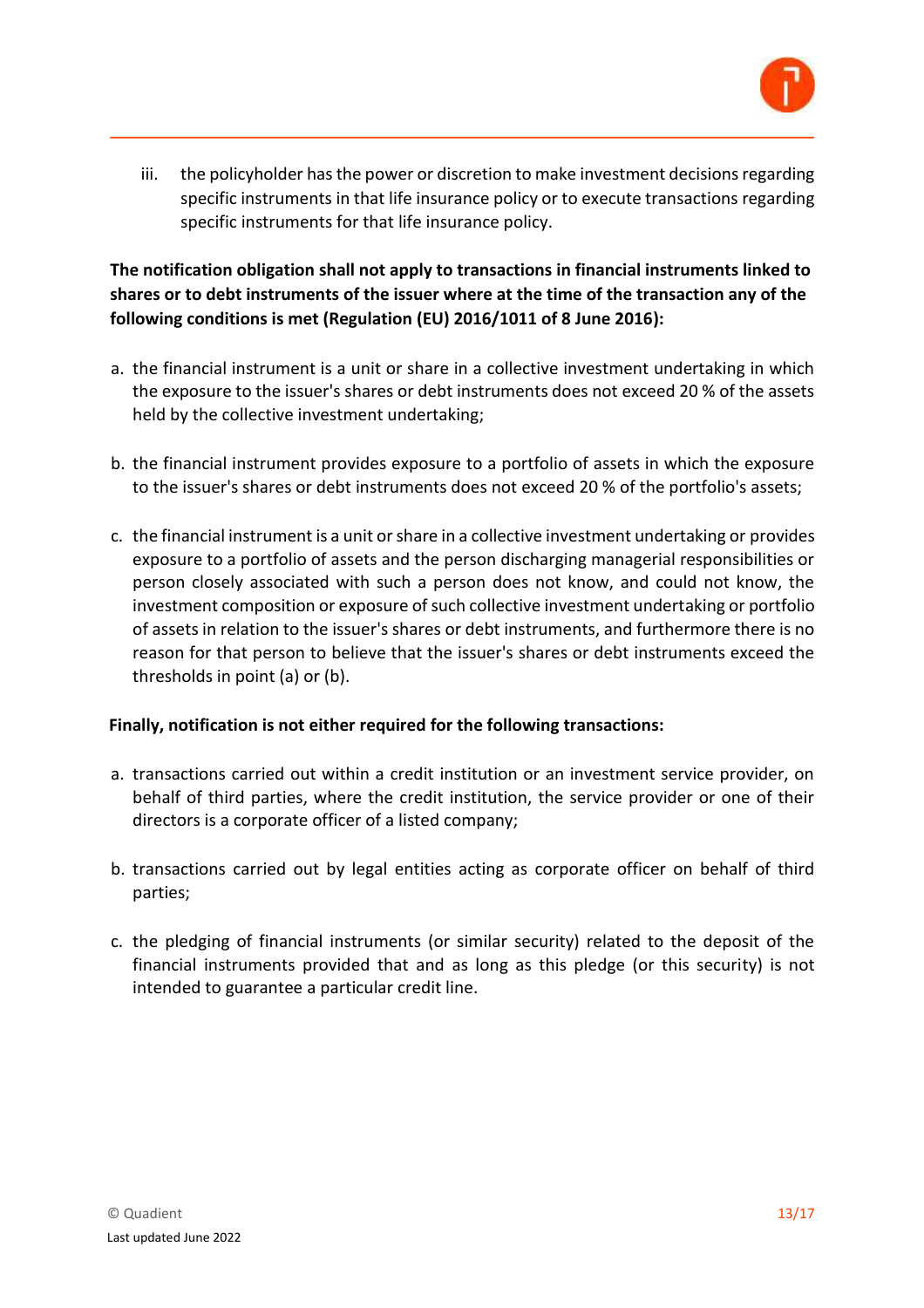iii. the policyholder has the power or discretion to make investment decisions regarding specific instruments in that life insurance policy or to execute transactions regarding specific instruments for that life insurance policy.

**The notification obligation shall not apply to transactions in financial instruments linked to shares or to debt instruments of the issuer where at the time of the transaction any of the following conditions is met (Regulation (EU) 2016/1011 of 8 June 2016):**

a. the financial instrument is a unit or share in a collective investment undertaking in which the exposure to the issuer's shares or debt instruments does not exceed 20 % of the assets held by the collective investment undertaking;

b. the financial instrument provides exposure to a portfolio of assets in which the exposure to the issuer's shares or debt instruments does not exceed 20 % of the portfolio's assets;

c. the financial instrument is a unit or share in a collective investment undertaking or provides exposure to a portfolio of assets and the person discharging managerial responsibilities or person closely associated with such a person does not know, and could not know, the investment composition or exposure of such collective investment undertaking or portfolio of assets in relation to the issuer's shares or debt instruments, and furthermore there is no reason for that person to believe that the issuer's shares or debt instruments exceed the thresholds in point (a) or (b).

**Finally, notification is not either required for the following transactions:**

a. transactions carried out within a credit institution or an investment service provider, on behalf of third parties, where the credit institution, the service provider or one of their directors is a corporate officer of a listed company;

b. transactions carried out by legal entities acting as corporate officer on behalf of third parties;

c. the pledging of financial instruments (or similar security) related to the deposit of the financial instruments provided that and as long as this pledge (or this security) is not intended to guarantee a particular credit line.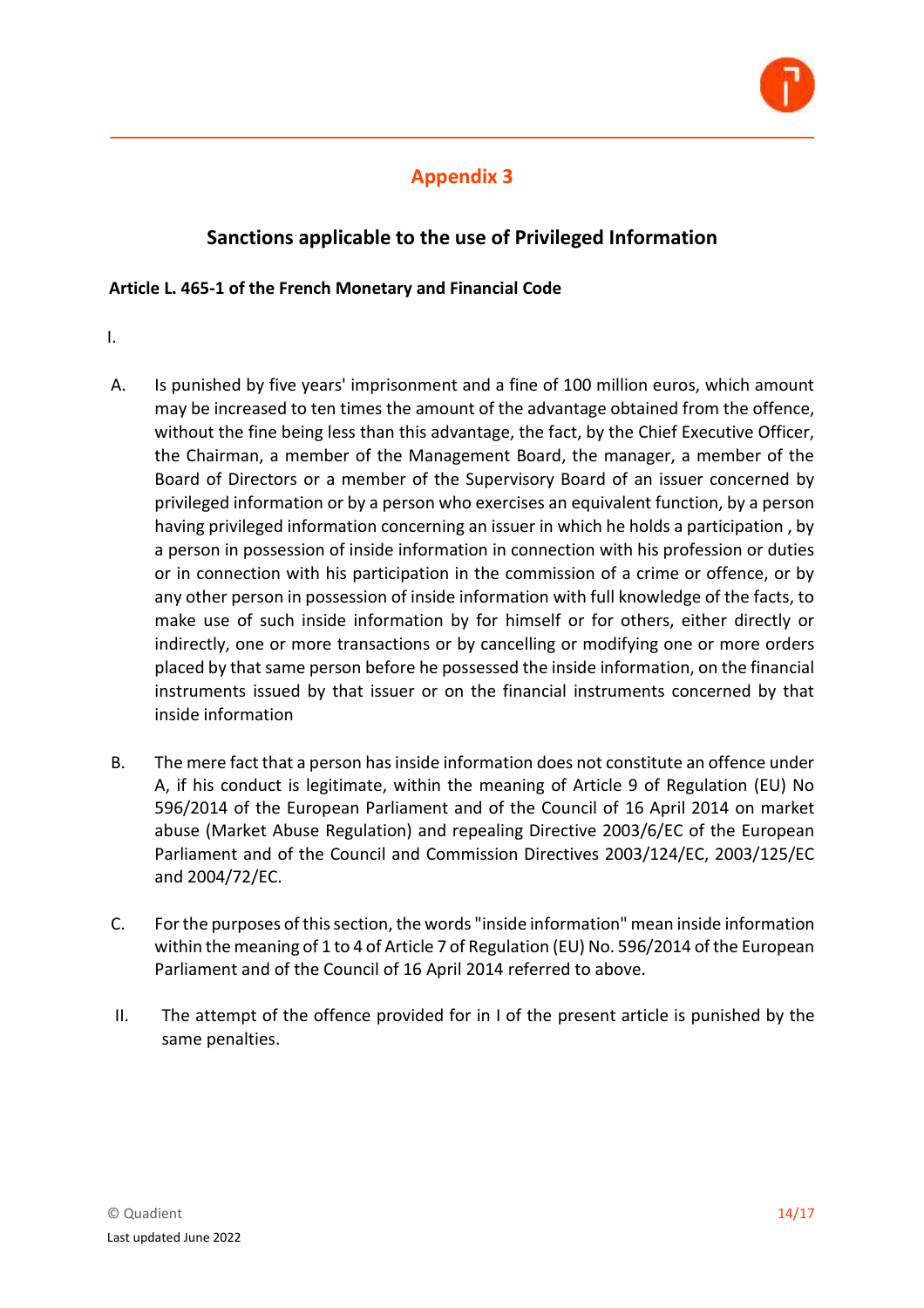## Appendix 3

### Sanctions applicable to the use of Privileged Information

**Article L. 465-1 of the French Monetary and Financial Code**

I.

A. Is punished by five years' imprisonment and a fine of 100 million euros, which amount may be increased to ten times the amount of the advantage obtained from the offence, without the fine being less than this advantage, the fact, by the Chief Executive Officer, the Chairman, a member of the Management Board, the manager, a member of the Board of Directors or a member of the Supervisory Board of an issuer concerned by privileged information or by a person who exercises an equivalent function, by a person having privileged information concerning an issuer in which he holds a participation , by a person in possession of inside information in connection with his profession or duties or in connection with his participation in the commission of a crime or offence, or by any other person in possession of inside information with full knowledge of the facts, to make use of such inside information by for himself or for others, either directly or indirectly, one or more transactions or by cancelling or modifying one or more orders placed by that same person before he possessed the inside information, on the financial instruments issued by that issuer or on the financial instruments concerned by that inside information

B. The mere fact that a person has inside information does not constitute an offence under A, if his conduct is legitimate, within the meaning of Article 9 of Regulation (EU) No 596/2014 of the European Parliament and of the Council of 16 April 2014 on market abuse (Market Abuse Regulation) and repealing Directive 2003/6/EC of the European Parliament and of the Council and Commission Directives 2003/124/EC, 2003/125/EC and 2004/72/EC.

C. For the purposes of this section, the words "inside information" mean inside information within the meaning of 1 to 4 of Article 7 of Regulation (EU) No. 596/2014 of the European Parliament and of the Council of 16 April 2014 referred to above.

II. The attempt of the offence provided for in I of the present article is punished by the same penalties.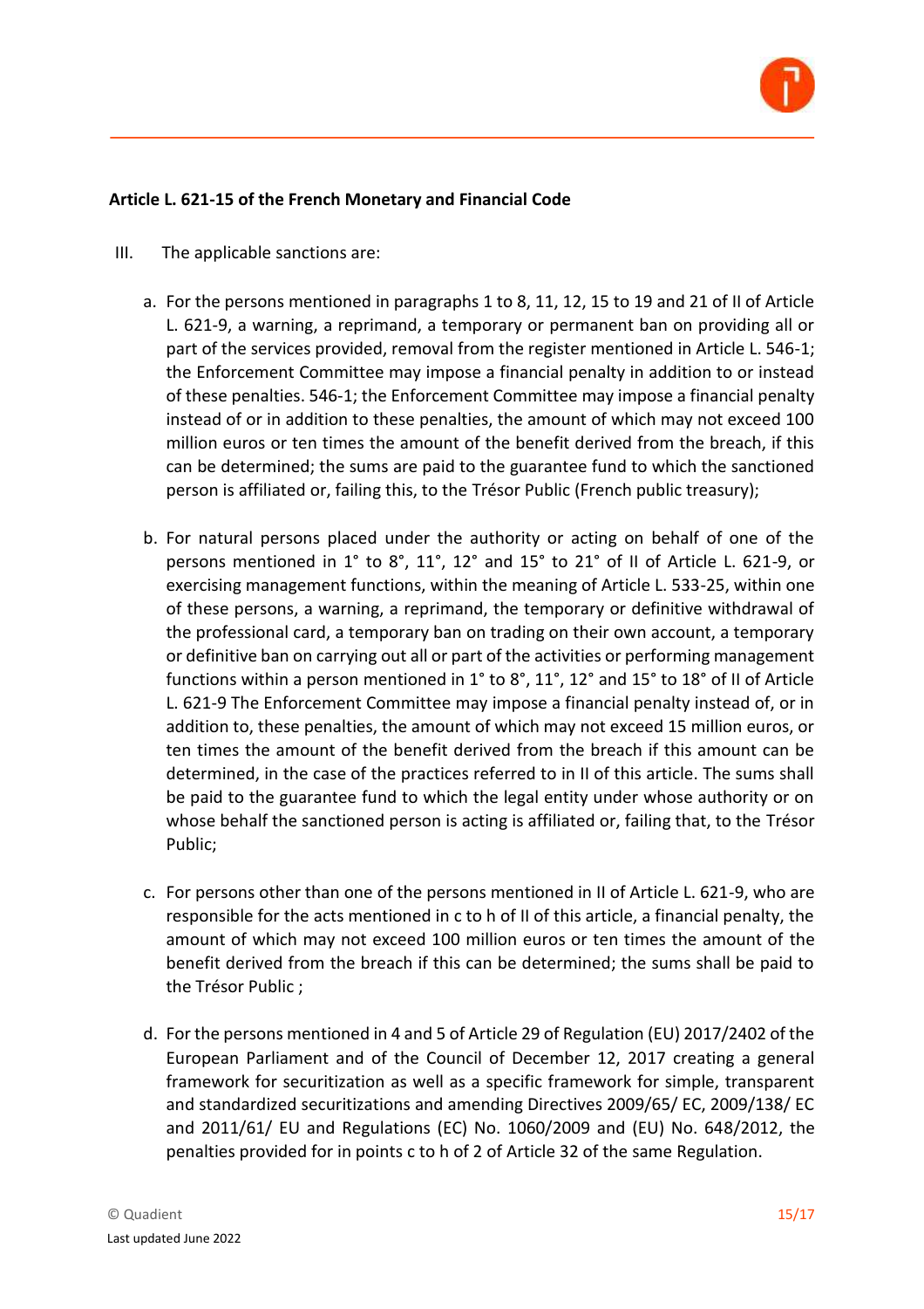**Article L. 621-15 of the French Monetary and Financial Code**

III. The applicable sanctions are:

a. For the persons mentioned in paragraphs 1 to 8, 11, 12, 15 to 19 and 21 of II of Article L. 621-9, a warning, a reprimand, a temporary or permanent ban on providing all or part of the services provided, removal from the register mentioned in Article L. 546-1; the Enforcement Committee may impose a financial penalty in addition to or instead of these penalties. 546-1; the Enforcement Committee may impose a financial penalty instead of or in addition to these penalties, the amount of which may not exceed 100 million euros or ten times the amount of the benefit derived from the breach, if this can be determined; the sums are paid to the guarantee fund to which the sanctioned person is affiliated or, failing this, to the Trésor Public (French public treasury);

b. For natural persons placed under the authority or acting on behalf of one of the persons mentioned in 1° to 8°, 11°, 12° and 15° to 21° of II of Article L. 621-9, or exercising management functions, within the meaning of Article L. 533-25, within one of these persons, a warning, a reprimand, the temporary or definitive withdrawal of the professional card, a temporary ban on trading on their own account, a temporary or definitive ban on carrying out all or part of the activities or performing management functions within a person mentioned in 1° to 8°, 11°, 12° and 15° to 18° of II of Article L. 621-9 The Enforcement Committee may impose a financial penalty instead of, or in addition to, these penalties, the amount of which may not exceed 15 million euros, or ten times the amount of the benefit derived from the breach if this amount can be determined, in the case of the practices referred to in II of this article. The sums shall be paid to the guarantee fund to which the legal entity under whose authority or on whose behalf the sanctioned person is acting is affiliated or, failing that, to the Trésor Public;

c. For persons other than one of the persons mentioned in II of Article L. 621-9, who are responsible for the acts mentioned in c to h of II of this article, a financial penalty, the amount of which may not exceed 100 million euros or ten times the amount of the benefit derived from the breach if this can be determined; the sums shall be paid to the Trésor Public ;

d. For the persons mentioned in 4 and 5 of Article 29 of Regulation (EU) 2017/2402 of the European Parliament and of the Council of December 12, 2017 creating a general framework for securitization as well as a specific framework for simple, transparent and standardized securitizations and amending Directives 2009/65/ EC, 2009/138/ EC and 2011/61/ EU and Regulations (EC) No. 1060/2009 and (EU) No. 648/2012, the penalties provided for in points c to h of 2 of Article 32 of the same Regulation.

© Quadient

Last updated June 2022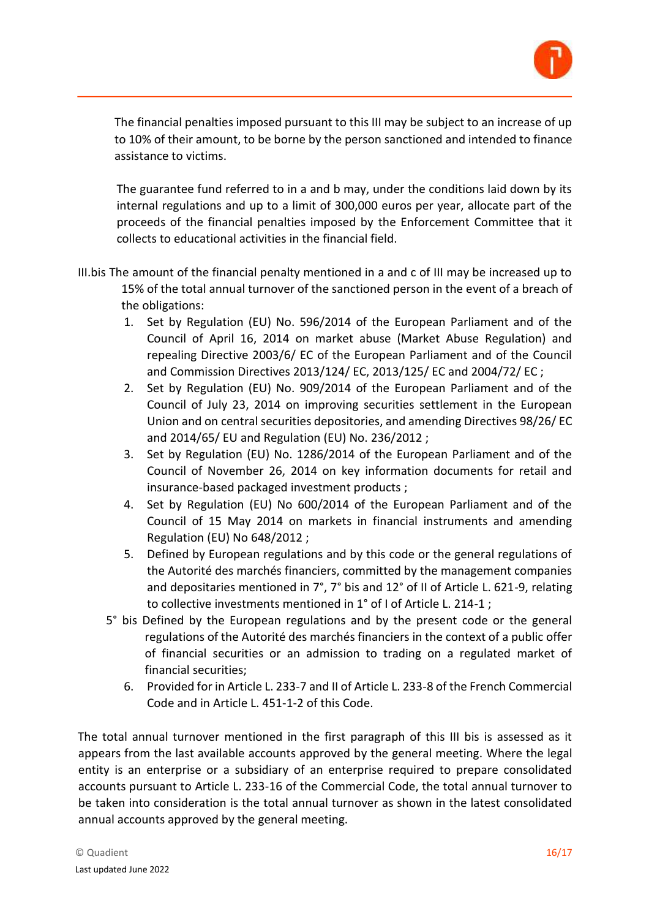The financial penalties imposed pursuant to this III may be subject to an increase of up to 10% of their amount, to be borne by the person sanctioned and intended to finance assistance to victims.

The guarantee fund referred to in a and b may, under the conditions laid down by its internal regulations and up to a limit of 300,000 euros per year, allocate part of the proceeds of the financial penalties imposed by the Enforcement Committee that it collects to educational activities in the financial field.

III.bis The amount of the financial penalty mentioned in a and c of III may be increased up to 15% of the total annual turnover of the sanctioned person in the event of a breach of the obligations:

1. Set by Regulation (EU) No. 596/2014 of the European Parliament and of the Council of April 16, 2014 on market abuse (Market Abuse Regulation) and repealing Directive 2003/6/ EC of the European Parliament and of the Council and Commission Directives 2013/124/ EC, 2013/125/ EC and 2004/72/ EC ;
2. Set by Regulation (EU) No. 909/2014 of the European Parliament and of the Council of July 23, 2014 on improving securities settlement in the European Union and on central securities depositories, and amending Directives 98/26/ EC and 2014/65/ EU and Regulation (EU) No. 236/2012 ;
3. Set by Regulation (EU) No. 1286/2014 of the European Parliament and of the Council of November 26, 2014 on key information documents for retail and insurance-based packaged investment products ;
4. Set by Regulation (EU) No 600/2014 of the European Parliament and of the Council of 15 May 2014 on markets in financial instruments and amending Regulation (EU) No 648/2012 ;
5. Defined by European regulations and by this code or the general regulations of the Autorité des marchés financiers, committed by the management companies and depositaries mentioned in 7°, 7° bis and 12° of II of Article L. 621-9, relating to collective investments mentioned in 1° of I of Article L. 214-1 ;

5° bis Defined by the European regulations and by the present code or the general regulations of the Autorité des marchés financiers in the context of a public offer of financial securities or an admission to trading on a regulated market of financial securities;

6. Provided for in Article L. 233-7 and II of Article L. 233-8 of the French Commercial Code and in Article L. 451-1-2 of this Code.

The total annual turnover mentioned in the first paragraph of this III bis is assessed as it appears from the last available accounts approved by the general meeting. Where the legal entity is an enterprise or a subsidiary of an enterprise required to prepare consolidated accounts pursuant to Article L. 233-16 of the Commercial Code, the total annual turnover to be taken into consideration is the total annual turnover as shown in the latest consolidated annual accounts approved by the general meeting.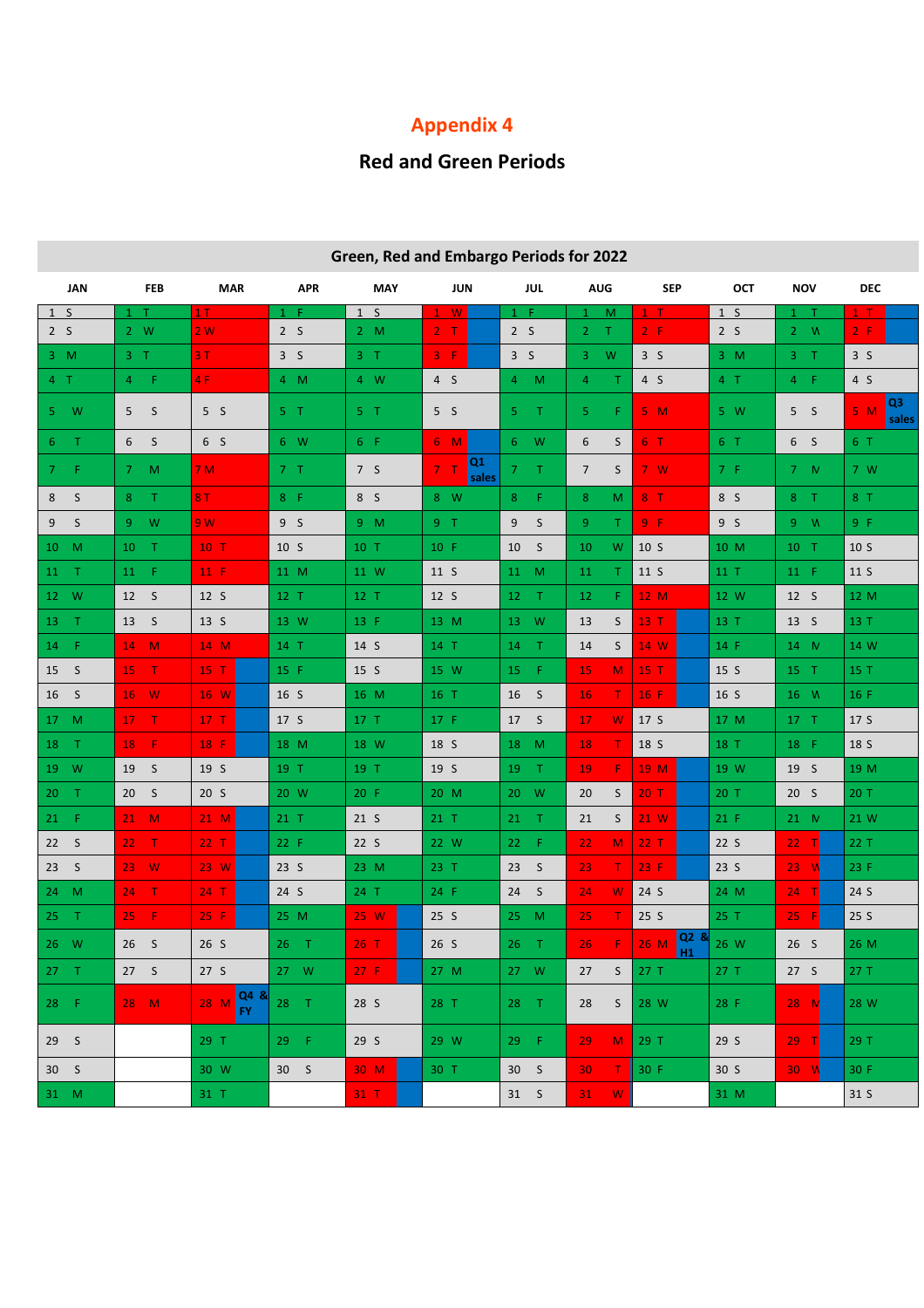# Appendix 4

## Red and Green Periods

| Green, Red and Embargo Periods for 2022 | | | | | | | | | | | |
|---|---|---|---|---|---|---|---|---|---|---|---|
| JAN | FEB | MAR | APR | MAY | JUN | JUL | AUG | SEP | OCT | NOV | DEC |
| 1 S | 1 T | 1 T | 1 F | 1 S | 1 W | 1 F | 1 M | 1 T | 1 S | 1 T | 1 T |
| 2 S | 2 W | 2 W | 2 S | 2 M | 2 T | 2 S | 2 T | 2 F | 2 S | 2 W | 2 F |
| 3 M | 3 T | 3 T | 3 S | 3 T | 3 F | 3 S | 3 W | 3 S | 3 M | 3 T | 3 S |
| 4 T | 4 F | 4 F | 4 M | 4 W | 4 S | 4 M | 4 T | 4 S | 4 T | 4 F | 4 S |
| 5 W | 5 S | 5 S | 5 T | 5 T | 5 S | 5 T | 5 F | 5 M | 5 W | 5 S | 5 M Q3 sales |
| 6 T | 6 S | 6 S | 6 W | 6 F | 6 M | 6 W | 6 S | 6 T | 6 T | 6 S | 6 T |
| 7 F | 7 M | 7 M | 7 T | 7 S | 7 T Q1 sales | 7 T | 7 S | 7 W | 7 F | 7 M | 7 W |
| 8 S | 8 T | 8 T | 8 F | 8 S | 8 W | 8 F | 8 M | 8 T | 8 S | 8 T | 8 T |
| 9 S | 9 W | 9 W | 9 S | 9 M | 9 T | 9 S | 9 T | 9 F | 9 S | 9 W | 9 F |
| 10 M | 10 T | 10 T | 10 S | 10 T | 10 F | 10 S | 10 W | 10 S | 10 M | 10 T | 10 S |
| 11 T | 11 F | 11 F | 11 M | 11 W | 11 S | 11 M | 11 T | 11 S | 11 T | 11 F | 11 S |
| 12 W | 12 S | 12 S | 12 T | 12 T | 12 S | 12 T | 12 F | 12 M | 12 W | 12 S | 12 M |
| 13 T | 13 S | 13 S | 13 W | 13 F | 13 M | 13 W | 13 S | 13 T | 13 T | 13 S | 13 T |
| 14 F | 14 M | 14 M | 14 T | 14 S | 14 T | 14 T | 14 S | 14 W | 14 F | 14 M | 14 W |
| 15 S | 15 T | 15 T | 15 F | 15 S | 15 W | 15 F | 15 M | 15 T | 15 S | 15 T | 15 T |
| 16 S | 16 W | 16 W | 16 S | 16 M | 16 T | 16 S | 16 T | 16 F | 16 S | 16 W | 16 F |
| 17 M | 17 T | 17 T | 17 S | 17 T | 17 F | 17 S | 17 W | 17 S | 17 M | 17 T | 17 S |
| 18 T | 18 F | 18 F | 18 M | 18 W | 18 S | 18 M | 18 T | 18 S | 18 T | 18 F | 18 S |
| 19 W | 19 S | 19 S | 19 T | 19 T | 19 S | 19 T | 19 F | 19 M | 19 W | 19 S | 19 M |
| 20 T | 20 S | 20 S | 20 W | 20 F | 20 M | 20 W | 20 S | 20 T | 20 T | 20 S | 20 T |
| 21 F | 21 M | 21 M | 21 T | 21 S | 21 T | 21 T | 21 S | 21 W | 21 F | 21 M | 21 W |
| 22 S | 22 T | 22 T | 22 F | 22 S | 22 W | 22 F | 22 M | 22 T | 22 S | 22 T | 22 T |
| 23 S | 23 W | 23 W | 23 S | 23 M | 23 T | 23 S | 23 T | 23 F | 23 S | 23 W | 23 F |
| 24 M | 24 T | 24 T | 24 S | 24 T | 24 F | 24 S | 24 W | 24 S | 24 M | 24 T | 24 S |
| 25 T | 25 F | 25 F | 25 M | 25 W | 25 S | 25 M | 25 T | 25 S | 25 T | 25 F | 25 S |
| 26 W | 26 S | 26 S | 26 T | 26 T | 26 S | 26 T | 26 F | 26 M Q2 & H1 | 26 W | 26 S | 26 M |
| 27 T | 27 S | 27 S | 27 W | 27 F | 27 M | 27 W | 27 S | 27 T | 27 T | 27 S | 27 T |
| 28 F | 28 M | 28 M Q4 & FY | 28 T | 28 S | 28 T | 28 T | 28 S | 28 W | 28 F | 28 M | 28 W |
| 29 S | | 29 T | 29 F | 29 S | 29 W | 29 F | 29 M | 29 T | 29 S | 29 T | 29 T |
| 30 S | | 30 W | 30 S | 30 M | 30 T | 30 S | 30 T | 30 F | 30 S | 30 W | 30 F |
| 31 M | | 31 T | | 31 T | | 31 S | 31 W | | 31 M | | 31 S |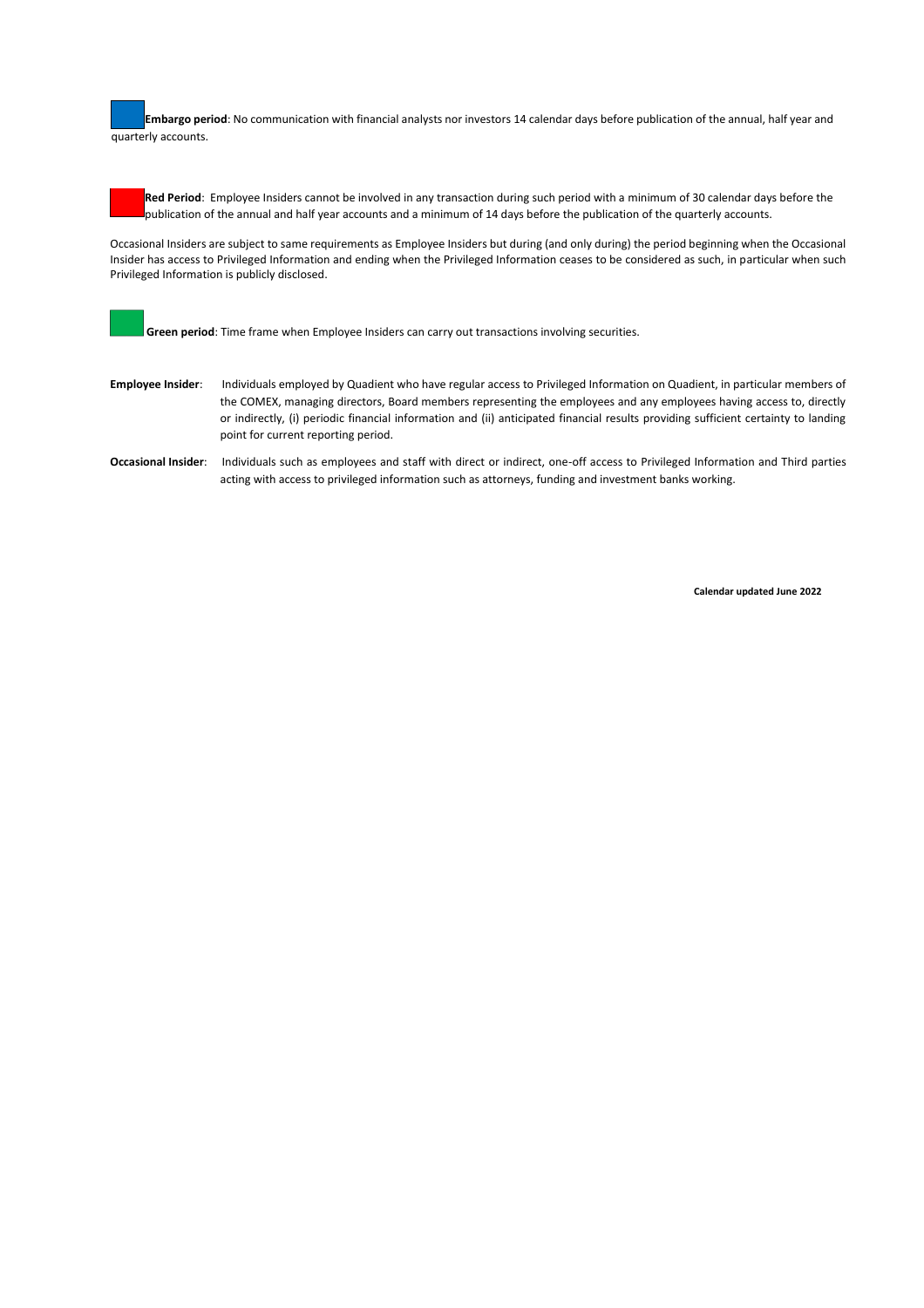**Embargo period**: No communication with financial analysts nor investors 14 calendar days before publication of the annual, half year and quarterly accounts.

**Red Period**: Employee Insiders cannot be involved in any transaction during such period with a minimum of 30 calendar days before the publication of the annual and half year accounts and a minimum of 14 days before the publication of the quarterly accounts.

Occasional Insiders are subject to same requirements as Employee Insiders but during (and only during) the period beginning when the Occasional Insider has access to Privileged Information and ending when the Privileged Information ceases to be considered as such, in particular when such Privileged Information is publicly disclosed.

**Green period**: Time frame when Employee Insiders can carry out transactions involving securities.

**Employee Insider**: Individuals employed by Quadient who have regular access to Privileged Information on Quadient, in particular members of the COMEX, managing directors, Board members representing the employees and any employees having access to, directly or indirectly, (i) periodic financial information and (ii) anticipated financial results providing sufficient certainty to landing point for current reporting period.

**Occasional Insider**: Individuals such as employees and staff with direct or indirect, one-off access to Privileged Information and Third parties acting with access to privileged information such as attorneys, funding and investment banks working.

**Calendar updated June 2022**